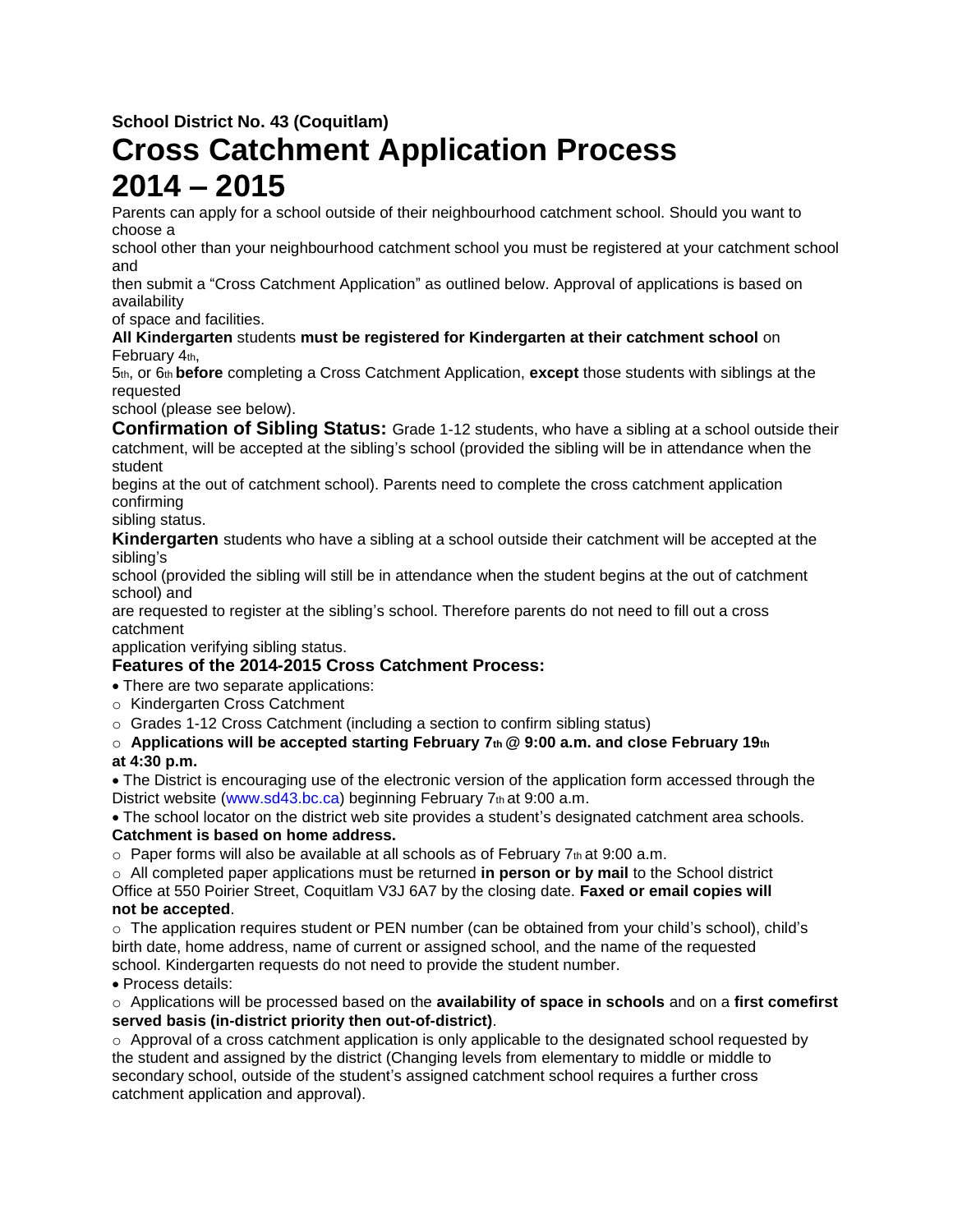**School District No. 43 (Coquitlam)**

# Cross Catchment Application Process 2014 – 2015

Parents can apply for a school outside of their neighbourhood catchment school. Should you want to choose a school other than your neighbourhood catchment school you must be registered at your catchment school and then submit a "Cross Catchment Application" as outlined below. Approval of applications is based on availability of space and facilities.

**All Kindergarten** students **must be registered for Kindergarten at their catchment school** on February 4th, 5th, or 6th **before** completing a Cross Catchment Application, **except** those students with siblings at the requested school (please see below).

**Confirmation of Sibling Status:** Grade 1-12 students, who have a sibling at a school outside their catchment, will be accepted at the sibling's school (provided the sibling will be in attendance when the student begins at the out of catchment school). Parents need to complete the cross catchment application confirming sibling status.

**Kindergarten** students who have a sibling at a school outside their catchment will be accepted at the sibling's school (provided the sibling will still be in attendance when the student begins at the out of catchment school) and are requested to register at the sibling's school. Therefore parents do not need to fill out a cross catchment application verifying sibling status.

### Features of the 2014-2015 Cross Catchment Process:

- There are two separate applications:
  - Kindergarten Cross Catchment
  - Grades 1-12 Cross Catchment (including a section to confirm sibling status)
  - **Applications will be accepted starting February 7th @ 9:00 a.m. and close February 19th at 4:30 p.m.**
- The District is encouraging use of the electronic version of the application form accessed through the District website (www.sd43.bc.ca) beginning February 7th at 9:00 a.m.
- The school locator on the district web site provides a student's designated catchment area schools. **Catchment is based on home address.**
  - Paper forms will also be available at all schools as of February 7th at 9:00 a.m.
  - All completed paper applications must be returned **in person or by mail** to the School district Office at 550 Poirier Street, Coquitlam V3J 6A7 by the closing date. **Faxed or email copies will not be accepted**.
  - The application requires student or PEN number (can be obtained from your child's school), child's birth date, home address, name of current or assigned school, and the name of the requested school. Kindergarten requests do not need to provide the student number.
- Process details:
  - Applications will be processed based on the **availability of space in schools** and on a **first comefirst served basis (in-district priority then out-of-district)**.
  - Approval of a cross catchment application is only applicable to the designated school requested by the student and assigned by the district (Changing levels from elementary to middle or middle to secondary school, outside of the student's assigned catchment school requires a further cross catchment application and approval).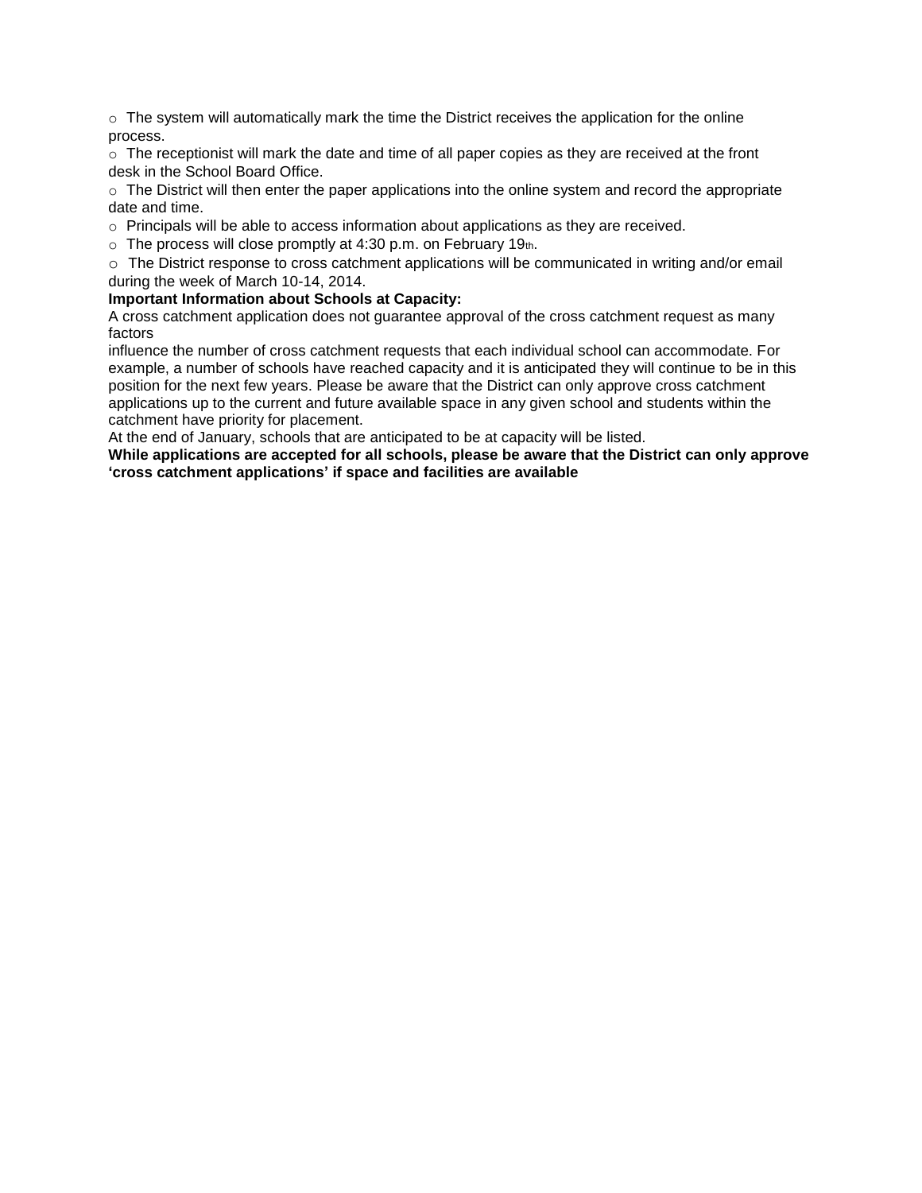- The system will automatically mark the time the District receives the application for the online process.
- The receptionist will mark the date and time of all paper copies as they are received at the front desk in the School Board Office.
- The District will then enter the paper applications into the online system and record the appropriate date and time.
- Principals will be able to access information about applications as they are received.
- The process will close promptly at 4:30 p.m. on February 19th.
- The District response to cross catchment applications will be communicated in writing and/or email during the week of March 10-14, 2014.

**Important Information about Schools at Capacity:**

A cross catchment application does not guarantee approval of the cross catchment request as many factors influence the number of cross catchment requests that each individual school can accommodate. For example, a number of schools have reached capacity and it is anticipated they will continue to be in this position for the next few years. Please be aware that the District can only approve cross catchment applications up to the current and future available space in any given school and students within the catchment have priority for placement.

At the end of January, schools that are anticipated to be at capacity will be listed.

**While applications are accepted for all schools, please be aware that the District can only approve 'cross catchment applications' if space and facilities are available**